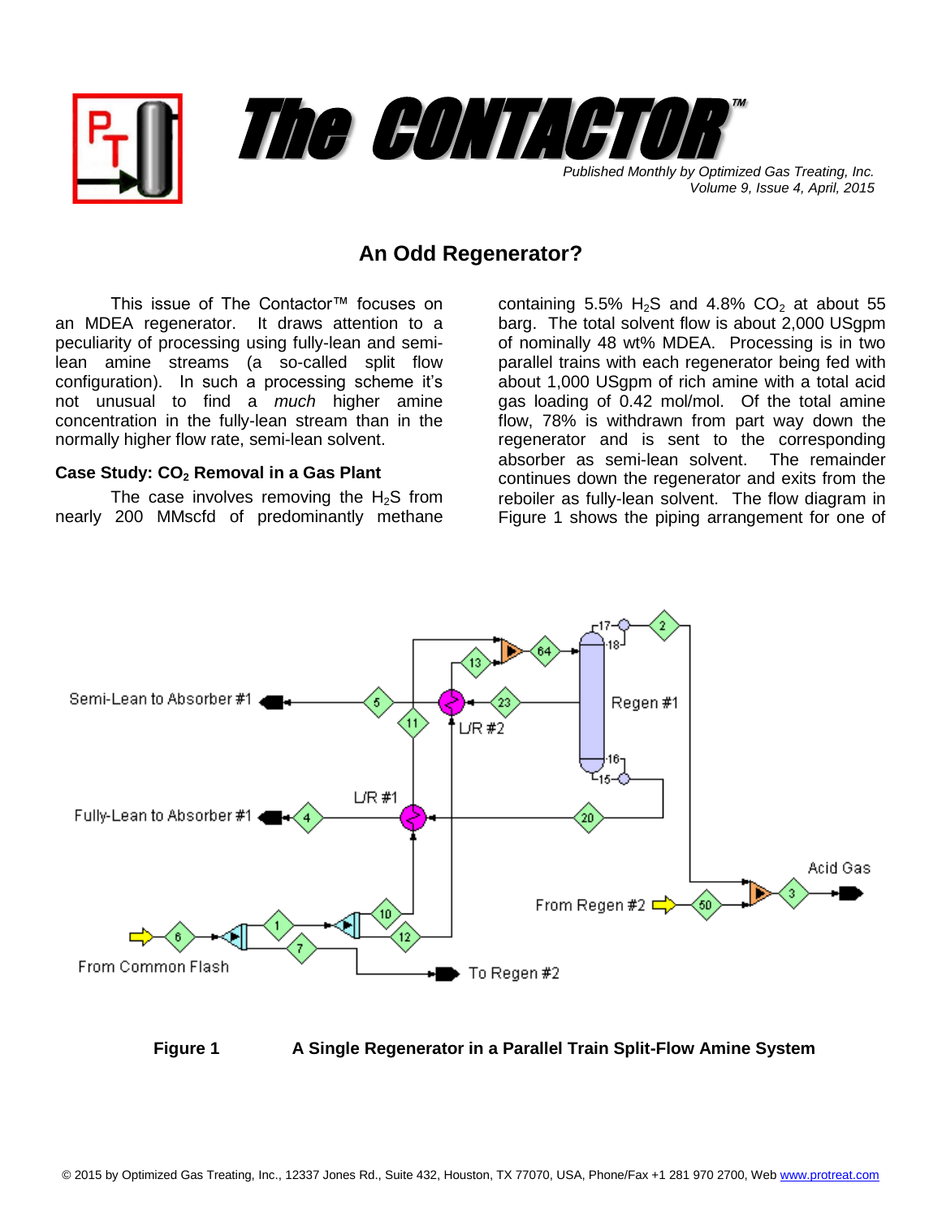# The CONTACTOR™

*Published Monthly by Optimized Gas Treating, Inc.*
*Volume 9, Issue 4, April, 2015*

## An Odd Regenerator?

This issue of The Contactor™ focuses on an MDEA regenerator. It draws attention to a peculiarity of processing using fully-lean and semi-lean amine streams (a so-called split flow configuration). In such a processing scheme it's not unusual to find a *much* higher amine concentration in the fully-lean stream than in the normally higher flow rate, semi-lean solvent.

### Case Study: $CO_2$ Removal in a Gas Plant

The case involves removing the $H_2S$ from nearly 200 MMscfd of predominantly methane containing 5.5% $H_2S$ and 4.8% $CO_2$ at about 55 barg. The total solvent flow is about 2,000 USgpm of nominally 48 wt% MDEA. Processing is in two parallel trains with each regenerator being fed with about 1,000 USgpm of rich amine with a total acid gas loading of 0.42 mol/mol. Of the total amine flow, 78% is withdrawn from part way down the regenerator and is sent to the corresponding absorber as semi-lean solvent. The remainder continues down the regenerator and exits from the reboiler as fully-lean solvent. The flow diagram in Figure 1 shows the piping arrangement for one of

**Figure 1** A Single Regenerator in a Parallel Train Split-Flow Amine System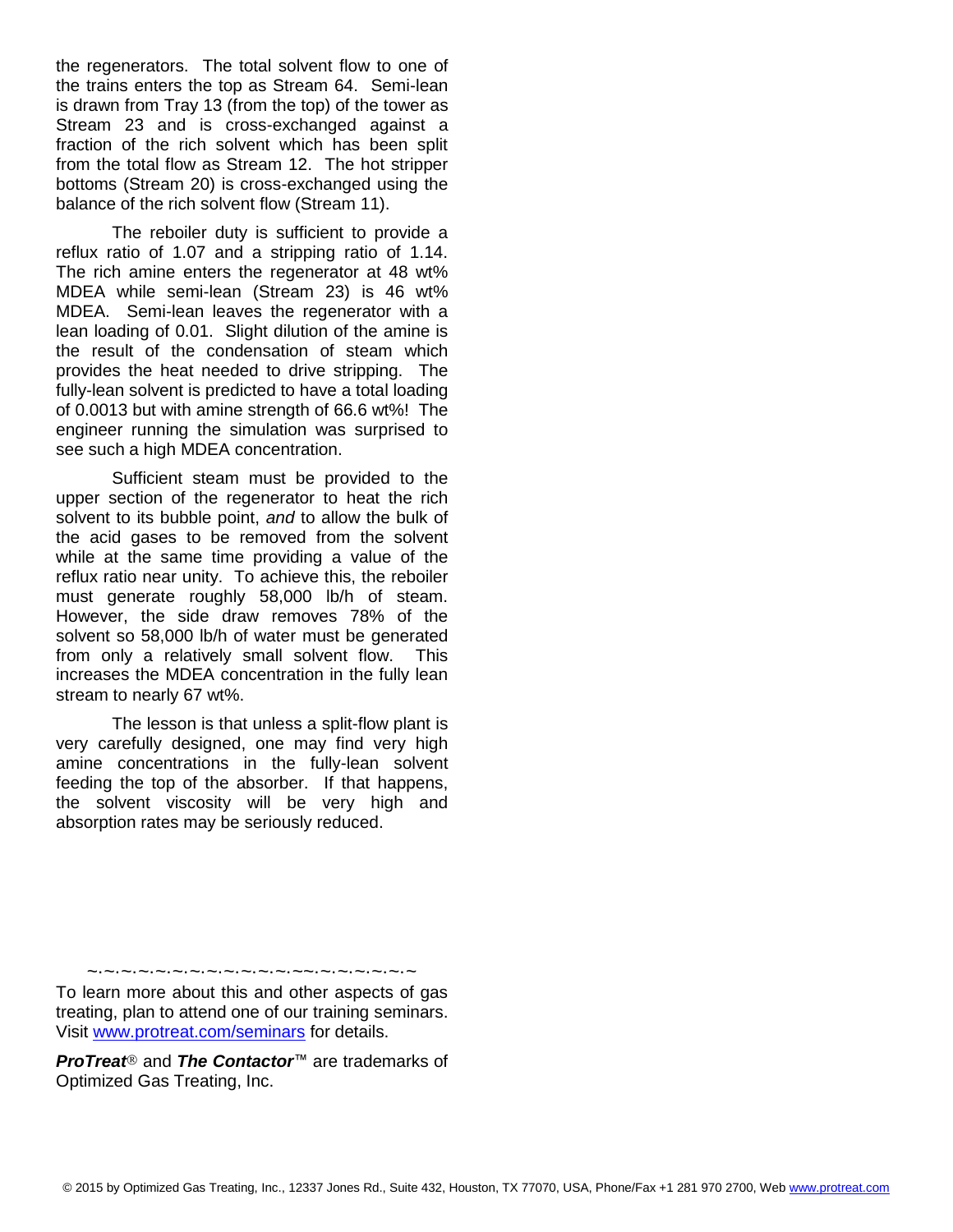the regenerators. The total solvent flow to one of the trains enters the top as Stream 64. Semi-lean is drawn from Tray 13 (from the top) of the tower as Stream 23 and is cross-exchanged against a fraction of the rich solvent which has been split from the total flow as Stream 12. The hot stripper bottoms (Stream 20) is cross-exchanged using the balance of the rich solvent flow (Stream 11).

The reboiler duty is sufficient to provide a reflux ratio of 1.07 and a stripping ratio of 1.14. The rich amine enters the regenerator at 48 wt% MDEA while semi-lean (Stream 23) is 46 wt% MDEA. Semi-lean leaves the regenerator with a lean loading of 0.01. Slight dilution of the amine is the result of the condensation of steam which provides the heat needed to drive stripping. The fully-lean solvent is predicted to have a total loading of 0.0013 but with amine strength of 66.6 wt%! The engineer running the simulation was surprised to see such a high MDEA concentration.

Sufficient steam must be provided to the upper section of the regenerator to heat the rich solvent to its bubble point, *and* to allow the bulk of the acid gases to be removed from the solvent while at the same time providing a value of the reflux ratio near unity. To achieve this, the reboiler must generate roughly 58,000 lb/h of steam. However, the side draw removes 78% of the solvent so 58,000 lb/h of water must be generated from only a relatively small solvent flow. This increases the MDEA concentration in the fully lean stream to nearly 67 wt%.

The lesson is that unless a split-flow plant is very carefully designed, one may find very high amine concentrations in the fully-lean solvent feeding the top of the absorber. If that happens, the solvent viscosity will be very high and absorption rates may be seriously reduced.

~.~.~.~.~.~.~.~.~.~.~.~.~.~~.~.~.~.~.~.~

To learn more about this and other aspects of gas treating, plan to attend one of our training seminars. Visit [www.protreat.com/seminars](www.protreat.com/seminars) for details.

***ProTreat***® and ***The Contactor***™ are trademarks of Optimized Gas Treating, Inc.

© 2015 by Optimized Gas Treating, Inc., 12337 Jones Rd., Suite 432, Houston, TX 77070, USA, Phone/Fax +1 281 970 2700, Web [www.protreat.com](www.protreat.com)